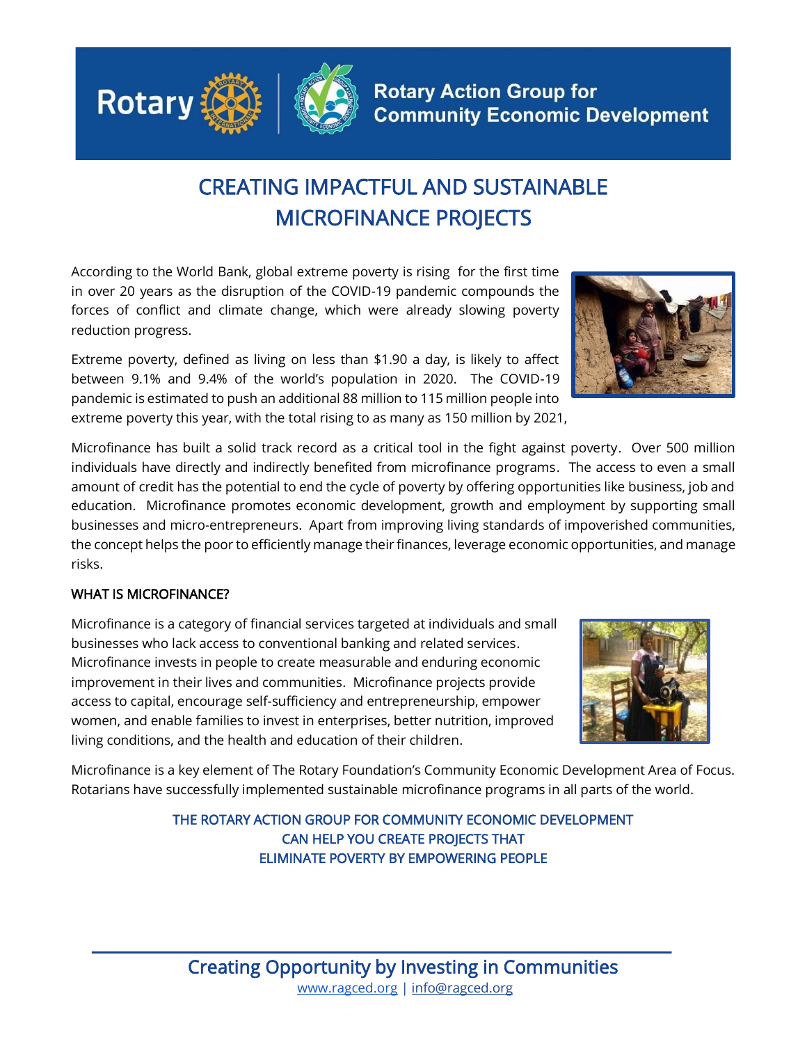Rotary | Rotary Action Group for Community Economic Development

# CREATING IMPACTFUL AND SUSTAINABLE MICROFINANCE PROJECTS

According to the World Bank, global extreme poverty is rising for the first time in over 20 years as the disruption of the COVID-19 pandemic compounds the forces of conflict and climate change, which were already slowing poverty reduction progress.

Extreme poverty, defined as living on less than $1.90 a day, is likely to affect between 9.1% and 9.4% of the world's population in 2020. The COVID-19 pandemic is estimated to push an additional 88 million to 115 million people into extreme poverty this year, with the total rising to as many as 150 million by 2021,

Microfinance has built a solid track record as a critical tool in the fight against poverty. Over 500 million individuals have directly and indirectly benefited from microfinance programs. The access to even a small amount of credit has the potential to end the cycle of poverty by offering opportunities like business, job and education. Microfinance promotes economic development, growth and employment by supporting small businesses and micro-entrepreneurs. Apart from improving living standards of impoverished communities, the concept helps the poor to efficiently manage their finances, leverage economic opportunities, and manage risks.

## WHAT IS MICROFINANCE?

Microfinance is a category of financial services targeted at individuals and small businesses who lack access to conventional banking and related services. Microfinance invests in people to create measurable and enduring economic improvement in their lives and communities. Microfinance projects provide access to capital, encourage self-sufficiency and entrepreneurship, empower women, and enable families to invest in enterprises, better nutrition, improved living conditions, and the health and education of their children.

Microfinance is a key element of The Rotary Foundation's Community Economic Development Area of Focus. Rotarians have successfully implemented sustainable microfinance programs in all parts of the world.

**THE ROTARY ACTION GROUP FOR COMMUNITY ECONOMIC DEVELOPMENT CAN HELP YOU CREATE PROJECTS THAT ELIMINATE POVERTY BY EMPOWERING PEOPLE**

Creating Opportunity by Investing in Communities

www.ragced.org | info@ragced.org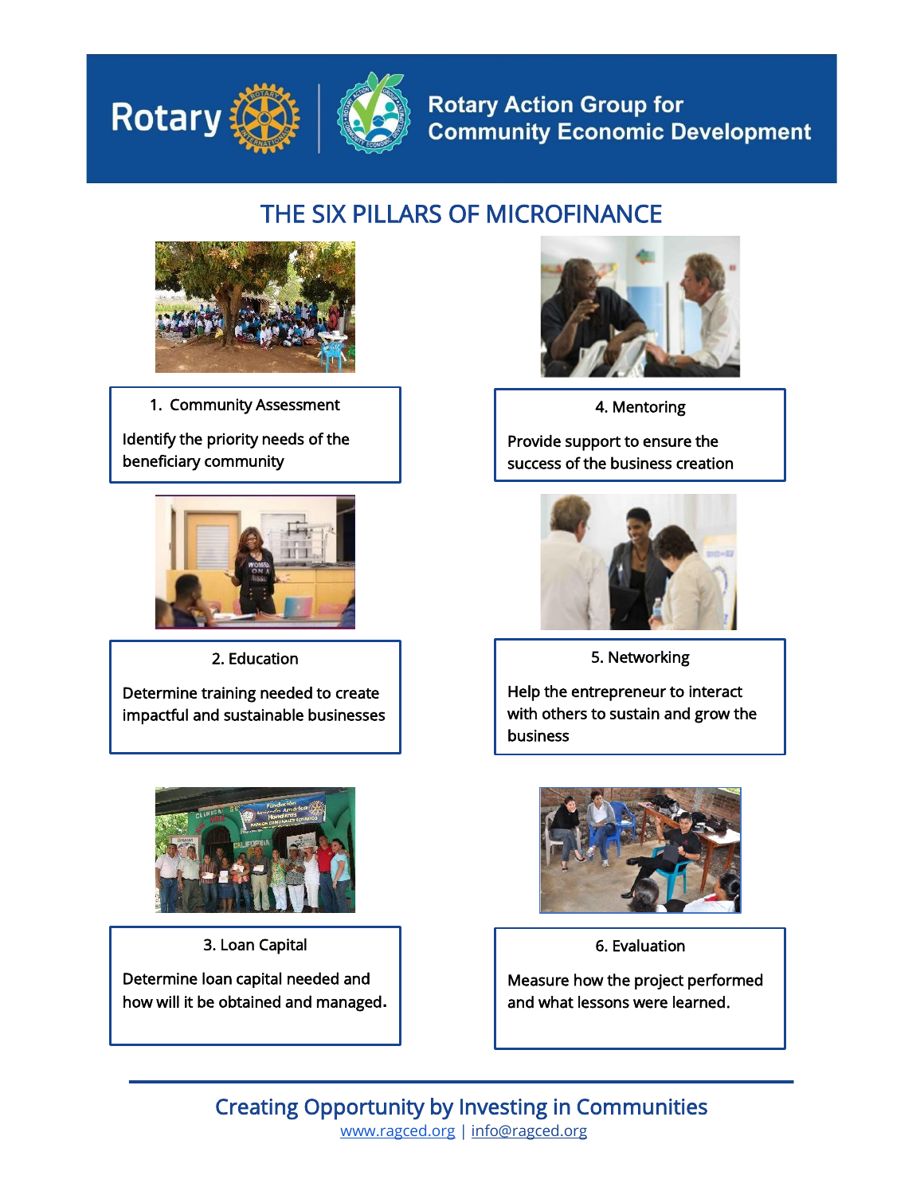Rotary | Rotary Action Group for Community Economic Development

# THE SIX PILLARS OF MICROFINANCE

**1. Community Assessment**

Identify the priority needs of the beneficiary community

**2. Education**

Determine training needed to create impactful and sustainable businesses

**3. Loan Capital**

Determine loan capital needed and how will it be obtained and managed.

**4. Mentoring**

Provide support to ensure the success of the business creation

**5. Networking**

Help the entrepreneur to interact with others to sustain and grow the business

**6. Evaluation**

Measure how the project performed and what lessons were learned.

---

## Creating Opportunity by Investing in Communities

www.ragced.org | info@ragced.org